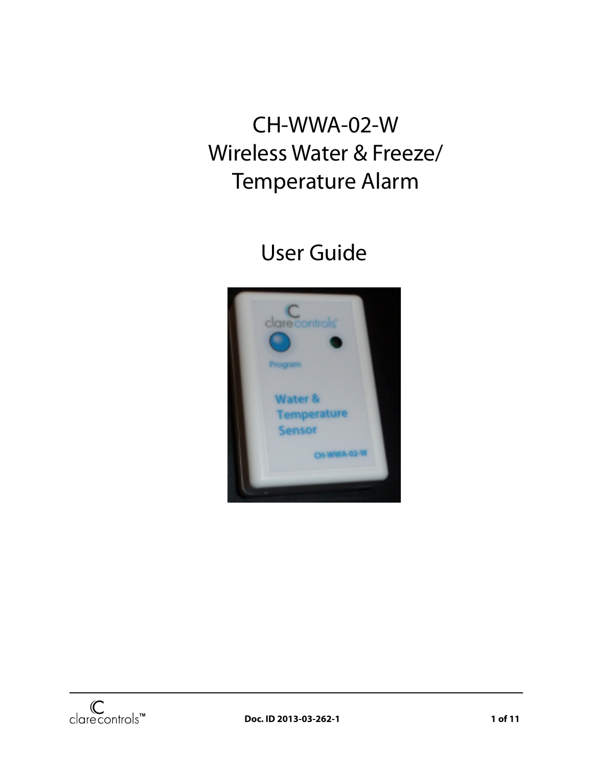# CH-WWA-02-W
# Wireless Water & Freeze/ Temperature Alarm

## User Guide

Doc. ID 2013-03-262-1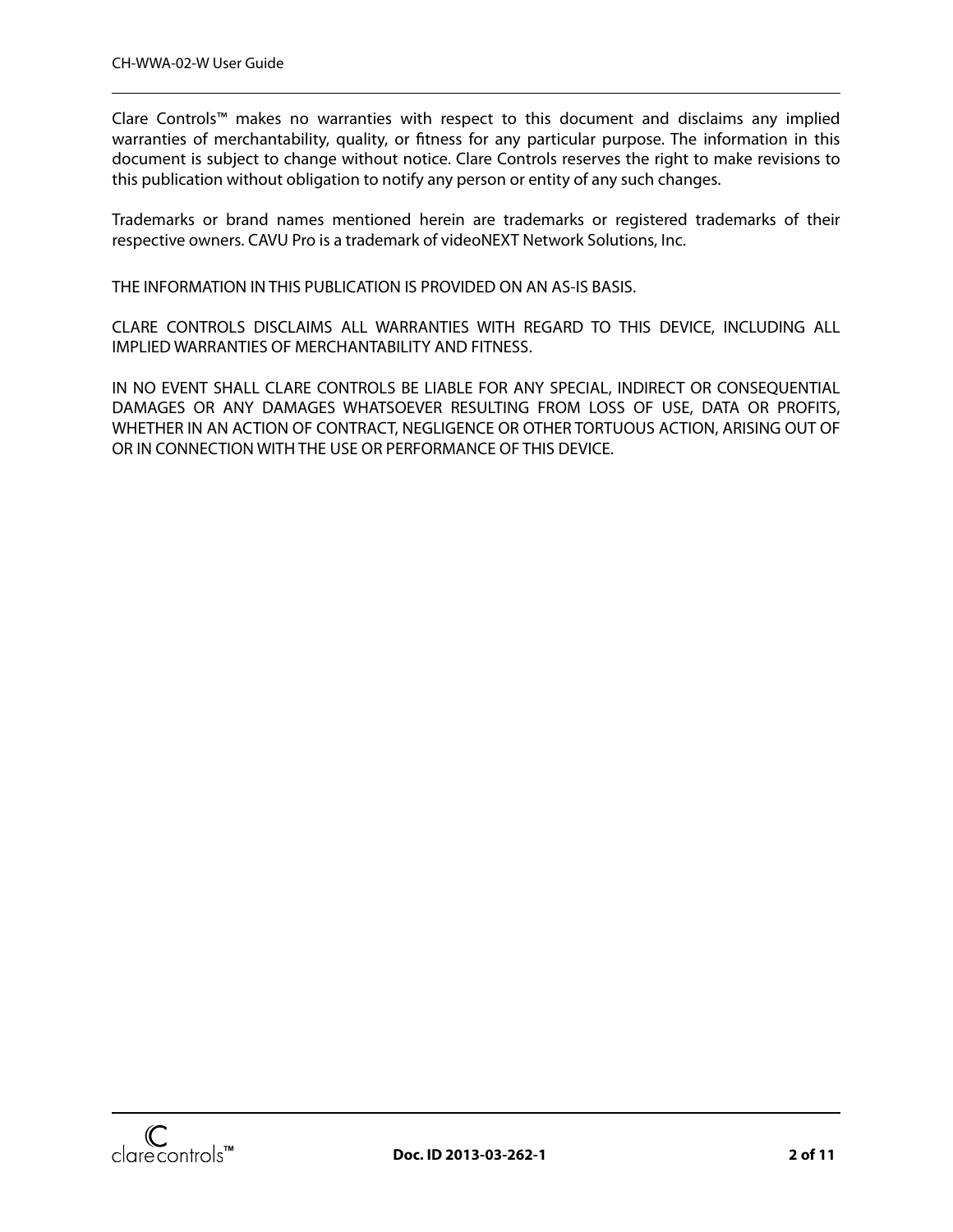Clare Controls™ makes no warranties with respect to this document and disclaims any implied warranties of merchantability, quality, or fitness for any particular purpose. The information in this document is subject to change without notice. Clare Controls reserves the right to make revisions to this publication without obligation to notify any person or entity of any such changes.

Trademarks or brand names mentioned herein are trademarks or registered trademarks of their respective owners. CAVU Pro is a trademark of videoNEXT Network Solutions, Inc.

THE INFORMATION IN THIS PUBLICATION IS PROVIDED ON AN AS-IS BASIS.

CLARE CONTROLS DISCLAIMS ALL WARRANTIES WITH REGARD TO THIS DEVICE, INCLUDING ALL IMPLIED WARRANTIES OF MERCHANTABILITY AND FITNESS.

IN NO EVENT SHALL CLARE CONTROLS BE LIABLE FOR ANY SPECIAL, INDIRECT OR CONSEQUENTIAL DAMAGES OR ANY DAMAGES WHATSOEVER RESULTING FROM LOSS OF USE, DATA OR PROFITS, WHETHER IN AN ACTION OF CONTRACT, NEGLIGENCE OR OTHER TORTUOUS ACTION, ARISING OUT OF OR IN CONNECTION WITH THE USE OR PERFORMANCE OF THIS DEVICE.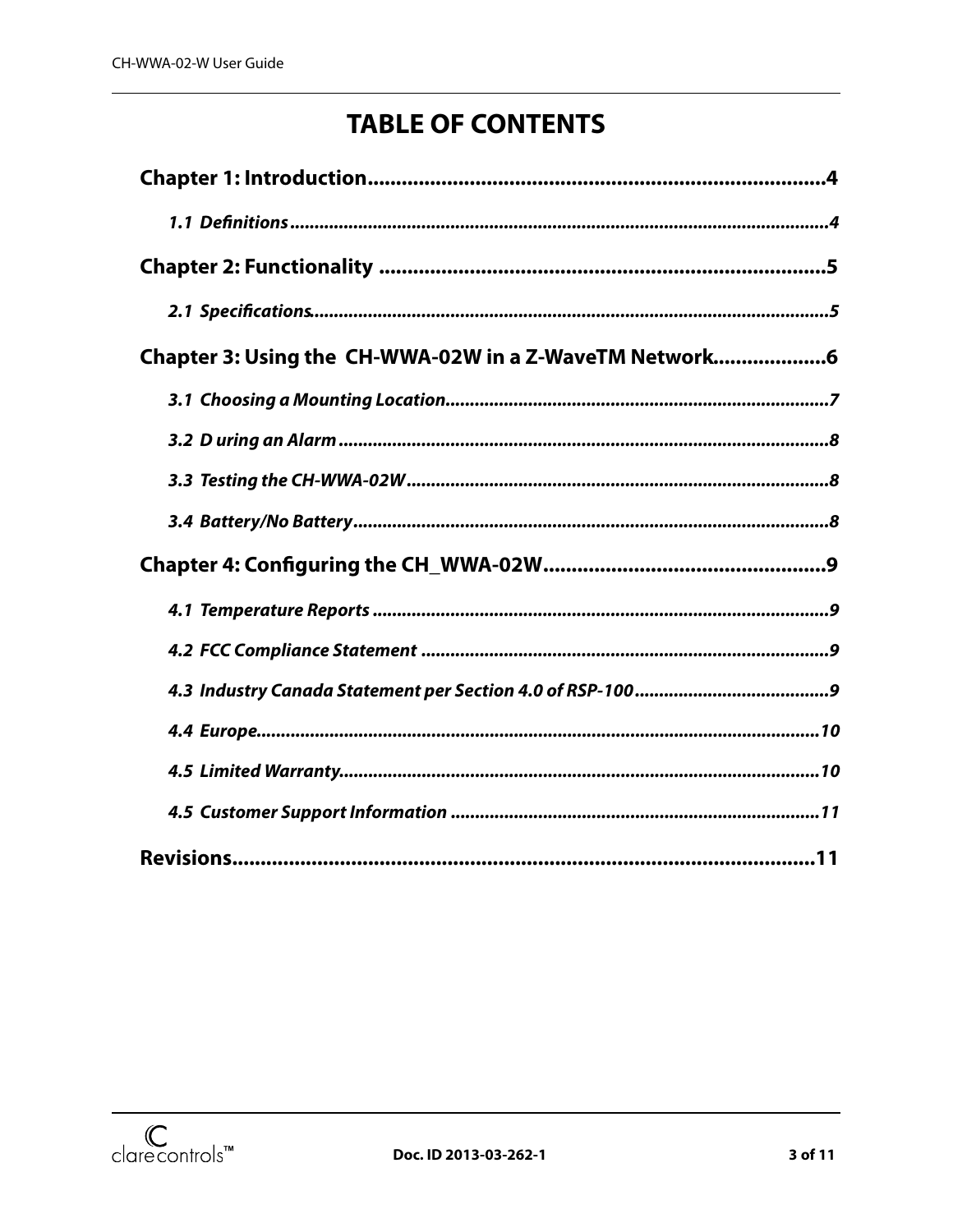# TABLE OF CONTENTS

**Chapter 1: Introduction................................................................................4**

*1.1 Definitions.............................................................................................................4*

**Chapter 2: Functionality ..............................................................................5**

*2.1 Specifications.........................................................................................................5*

**Chapter 3: Using the CH-WWA-02W in a Z-WaveTM Network...................6**

*3.1 Choosing a Mounting Location..............................................................................7*

*3.2 D uring an Alarm ....................................................................................................8*

*3.3 Testing the CH-WWA-02W .......................................................................................8*

*3.4 Battery/No Battery .................................................................................................8*

**Chapter 4: Configuring the CH_WWA-02W.................................................9**

*4.1 Temperature Reports ............................................................................................9*

*4.2 FCC Compliance Statement ....................................................................................9*

*4.3 Industry Canada Statement per Section 4.0 of RSP-100........................................9*

*4.4 Europe...................................................................................................................10*

*4.5 Limited Warranty..................................................................................................10*

*4.5 Customer Support Information ............................................................................11*

**Revisions.......................................................................................................11**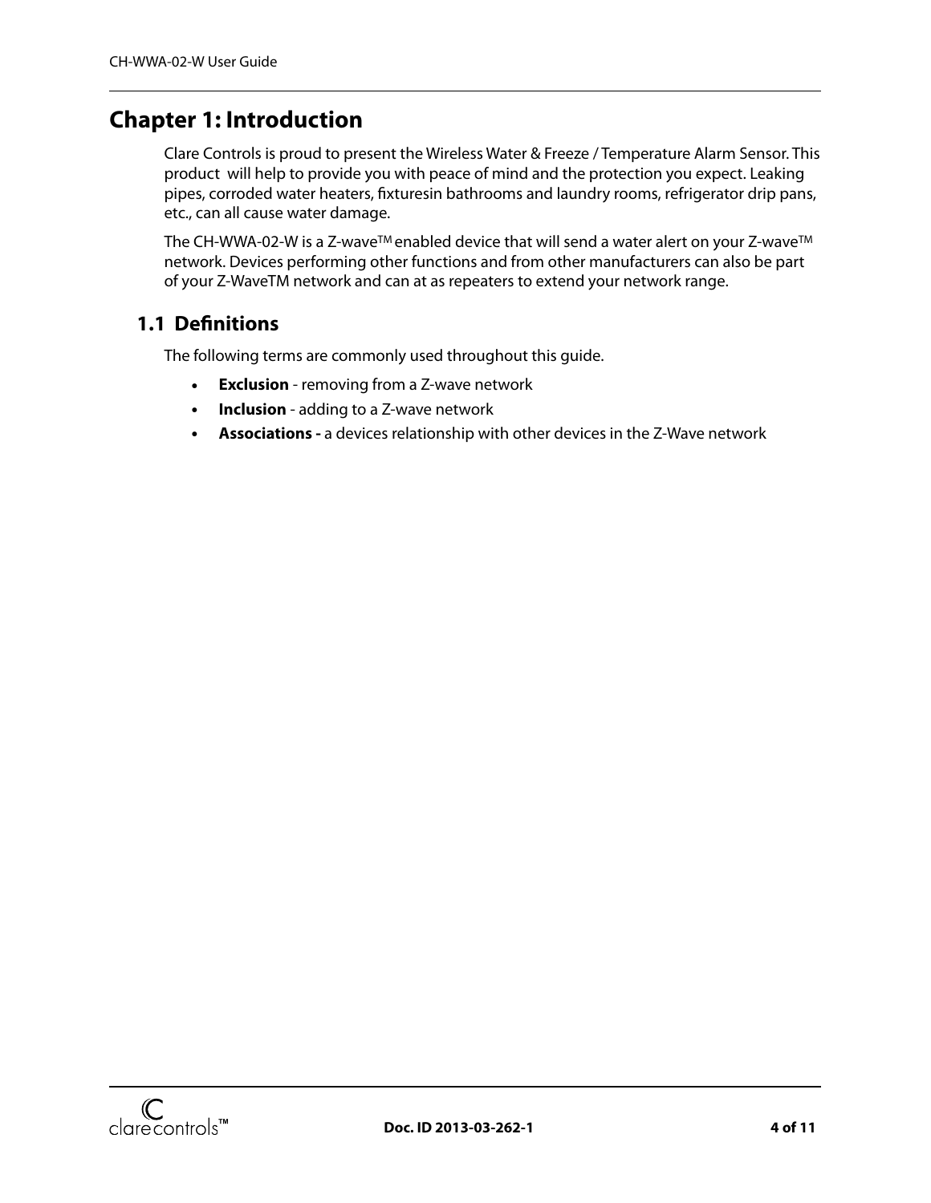# Chapter 1: Introduction

Clare Controls is proud to present the Wireless Water & Freeze / Temperature Alarm Sensor. This product will help to provide you with peace of mind and the protection you expect. Leaking pipes, corroded water heaters, fixturesin bathrooms and laundry rooms, refrigerator drip pans, etc., can all cause water damage.

The CH-WWA-02-W is a Z-wave™ enabled device that will send a water alert on your Z-wave™ network. Devices performing other functions and from other manufacturers can also be part of your Z-WaveTM network and can at as repeaters to extend your network range.

## 1.1 Definitions

The following terms are commonly used throughout this guide.

- **Exclusion** - removing from a Z-wave network
- **Inclusion** - adding to a Z-wave network
- **Associations -** a devices relationship with other devices in the Z-Wave network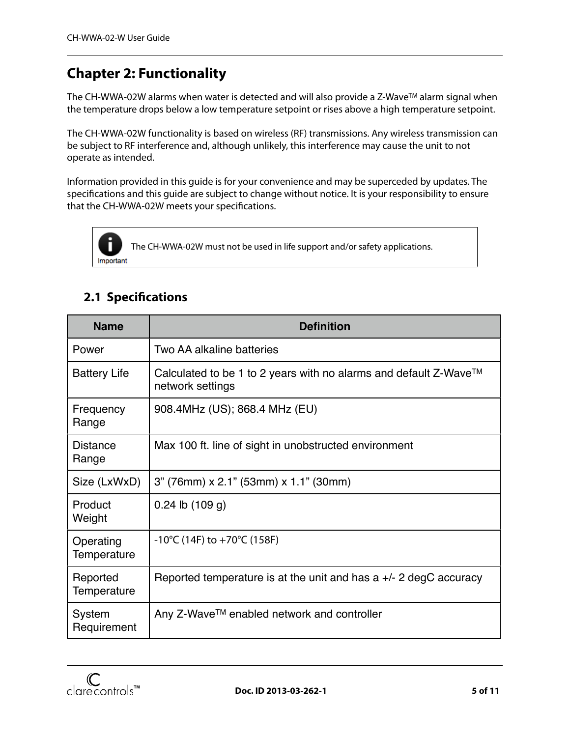# Chapter 2: Functionality

The CH-WWA-02W alarms when water is detected and will also provide a Z-Wave™ alarm signal when the temperature drops below a low temperature setpoint or rises above a high temperature setpoint.

The CH-WWA-02W functionality is based on wireless (RF) transmissions. Any wireless transmission can be subject to RF interference and, although unlikely, this interference may cause the unit to not operate as intended.

Information provided in this guide is for your convenience and may be superceded by updates. The specifications and this guide are subject to change without notice. It is your responsibility to ensure that the CH-WWA-02W meets your specifications.

> **Important:** The CH-WWA-02W must not be used in life support and/or safety applications.

## 2.1 Specifications

| Name | Definition |
| --- | --- |
| Power | Two AA alkaline batteries |
| Battery Life | Calculated to be 1 to 2 years with no alarms and default Z-Wave™ network settings |
| Frequency Range | 908.4MHz (US); 868.4 MHz (EU) |
| Distance Range | Max 100 ft. line of sight in unobstructed environment |
| Size (LxWxD) | 3” (76mm) x 2.1” (53mm) x 1.1” (30mm) |
| Product Weight | 0.24 lb (109 g) |
| Operating Temperature | -10°C (14F) to +70°C (158F) |
| Reported Temperature | Reported temperature is at the unit and has a +/- 2 degC accuracy |
| System Requirement | Any Z-Wave™ enabled network and controller |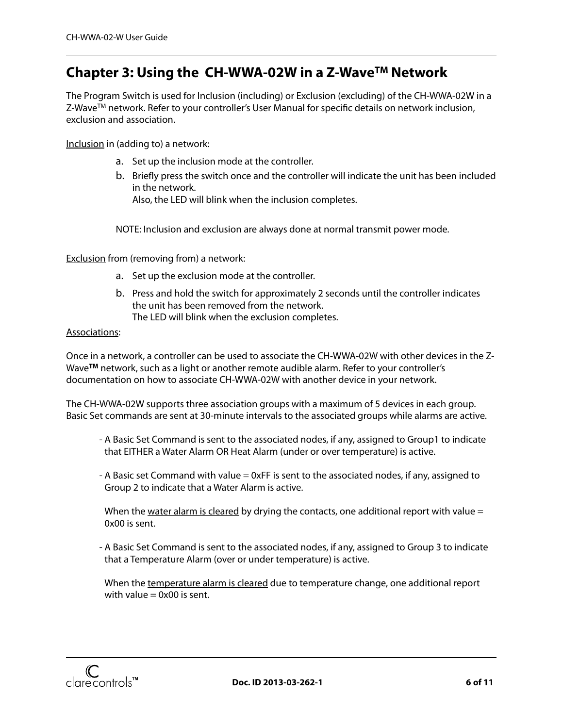# Chapter 3: Using the CH-WWA-02W in a Z-Wave[TM] Network

The Program Switch is used for Inclusion (including) or Exclusion (excluding) of the CH-WWA-02W in a Z-Wave[TM] network. Refer to your controller's User Manual for specific details on network inclusion, exclusion and association.

Inclusion in (adding to) a network:

a. Set up the inclusion mode at the controller.
b. Briefly press the switch once and the controller will indicate the unit has been included in the network.
   Also, the LED will blink when the inclusion completes.

NOTE: Inclusion and exclusion are always done at normal transmit power mode.

Exclusion from (removing from) a network:

a. Set up the exclusion mode at the controller.
b. Press and hold the switch for approximately 2 seconds until the controller indicates the unit has been removed from the network.
   The LED will blink when the exclusion completes.

Associations:

Once in a network, a controller can be used to associate the CH-WWA-02W with other devices in the Z-Wave**[TM]** network, such as a light or another remote audible alarm. Refer to your controller's documentation on how to associate CH-WWA-02W with another device in your network.

The CH-WWA-02W supports three association groups with a maximum of 5 devices in each group. Basic Set commands are sent at 30-minute intervals to the associated groups while alarms are active.

- A Basic Set Command is sent to the associated nodes, if any, assigned to Group1 to indicate that EITHER a Water Alarm OR Heat Alarm (under or over temperature) is active.

- A Basic set Command with value = 0xFF is sent to the associated nodes, if any, assigned to Group 2 to indicate that a Water Alarm is active.

  When the water alarm is cleared by drying the contacts, one additional report with value = 0x00 is sent.

- A Basic Set Command is sent to the associated nodes, if any, assigned to Group 3 to indicate that a Temperature Alarm (over or under temperature) is active.

  When the temperature alarm is cleared due to temperature change, one additional report with value = 0x00 is sent.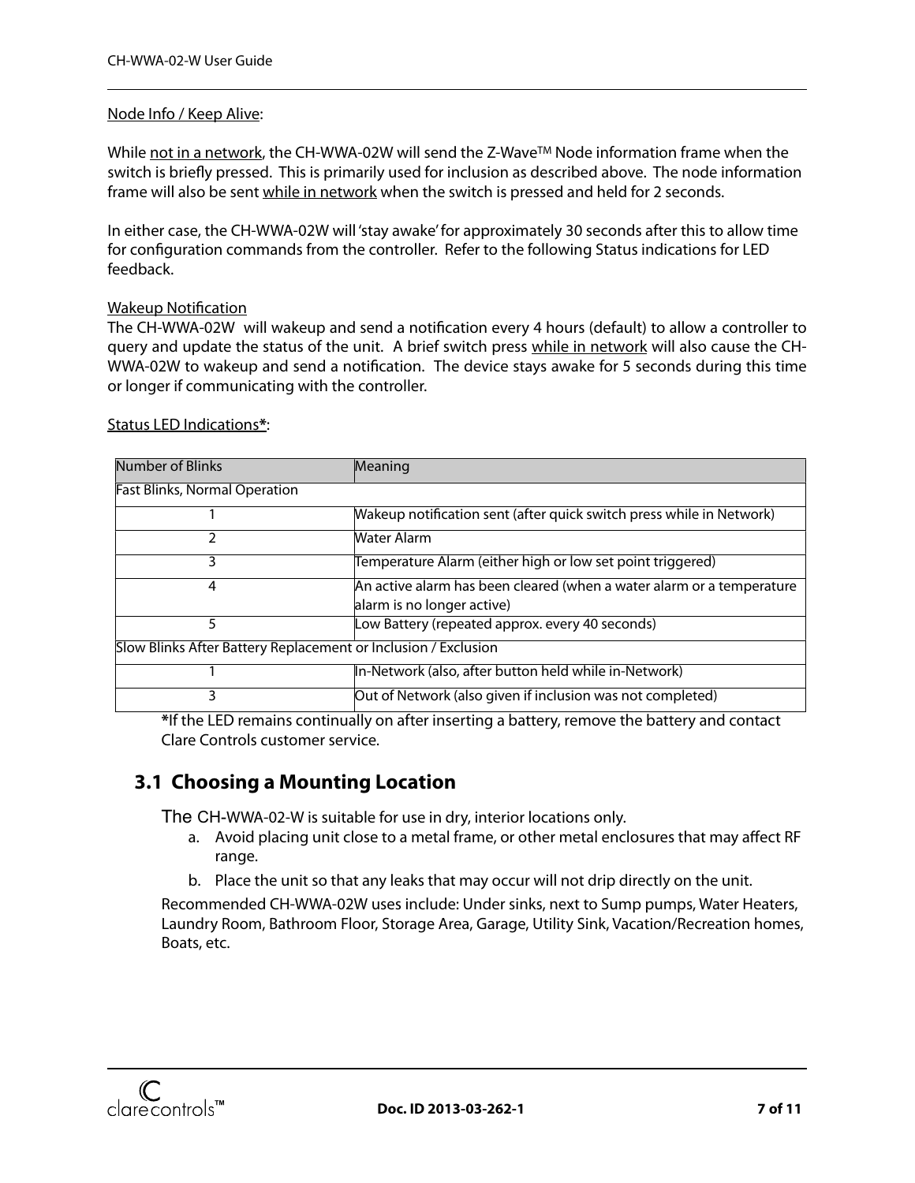Node Info / Keep Alive:

While not in a network, the CH-WWA-02W will send the Z-Wave™ Node information frame when the switch is briefly pressed. This is primarily used for inclusion as described above. The node information frame will also be sent while in network when the switch is pressed and held for 2 seconds.

In either case, the CH-WWA-02W will 'stay awake' for approximately 30 seconds after this to allow time for configuration commands from the controller. Refer to the following Status indications for LED feedback.

Wakeup Notification

The CH-WWA-02W will wakeup and send a notification every 4 hours (default) to allow a controller to query and update the status of the unit. A brief switch press while in network will also cause the CH-WWA-02W to wakeup and send a notification. The device stays awake for 5 seconds during this time or longer if communicating with the controller.

Status LED Indications**\***:

| Number of Blinks | Meaning |
|---|---|
| Fast Blinks, Normal Operation | |
| 1 | Wakeup notification sent (after quick switch press while in Network) |
| 2 | Water Alarm |
| 3 | Temperature Alarm (either high or low set point triggered) |
| 4 | An active alarm has been cleared (when a water alarm or a temperature alarm is no longer active) |
| 5 | Low Battery (repeated approx. every 40 seconds) |
| Slow Blinks After Battery Replacement or Inclusion / Exclusion | |
| 1 | In-Network (also, after button held while in-Network) |
| 3 | Out of Network (also given if inclusion was not completed) |

**\***If the LED remains continually on after inserting a battery, remove the battery and contact Clare Controls customer service.

## 3.1 Choosing a Mounting Location

The CH-WWA-02-W is suitable for use in dry, interior locations only.

a. Avoid placing unit close to a metal frame, or other metal enclosures that may affect RF range.

b. Place the unit so that any leaks that may occur will not drip directly on the unit.

Recommended CH-WWA-02W uses include: Under sinks, next to Sump pumps, Water Heaters, Laundry Room, Bathroom Floor, Storage Area, Garage, Utility Sink, Vacation/Recreation homes, Boats, etc.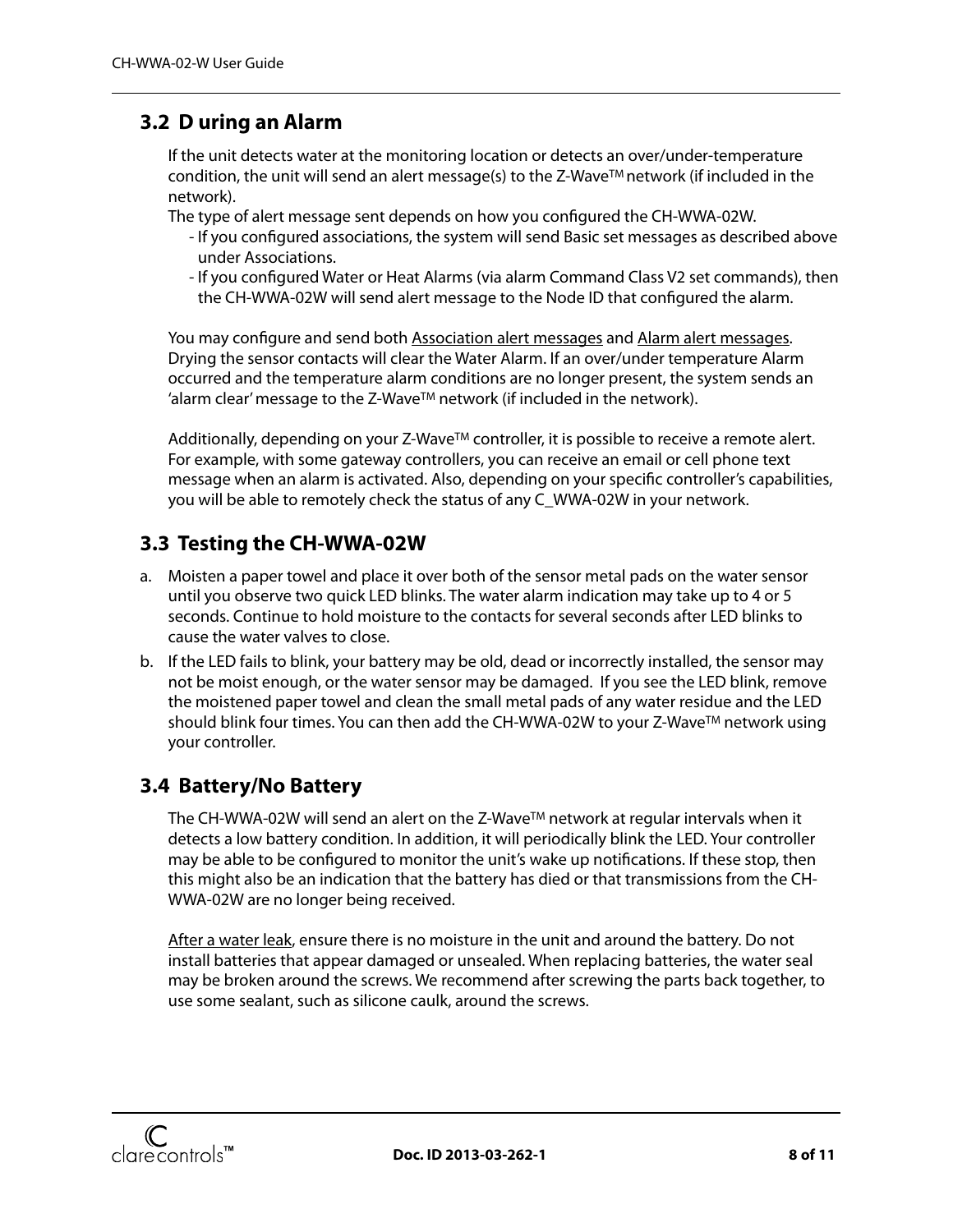## 3.2 D uring an Alarm

If the unit detects water at the monitoring location or detects an over/under-temperature condition, the unit will send an alert message(s) to the Z-WaveTM network (if included in the network).

The type of alert message sent depends on how you configured the CH-WWA-02W.

- If you configured associations, the system will send Basic set messages as described above under Associations.
- If you configured Water or Heat Alarms (via alarm Command Class V2 set commands), then the CH-WWA-02W will send alert message to the Node ID that configured the alarm.

You may configure and send both Association alert messages and Alarm alert messages. Drying the sensor contacts will clear the Water Alarm. If an over/under temperature Alarm occurred and the temperature alarm conditions are no longer present, the system sends an 'alarm clear' message to the Z-WaveTM network (if included in the network).

Additionally, depending on your Z-WaveTM controller, it is possible to receive a remote alert. For example, with some gateway controllers, you can receive an email or cell phone text message when an alarm is activated. Also, depending on your specific controller's capabilities, you will be able to remotely check the status of any C_WWA-02W in your network.

## 3.3 Testing the CH-WWA-02W

a. Moisten a paper towel and place it over both of the sensor metal pads on the water sensor until you observe two quick LED blinks. The water alarm indication may take up to 4 or 5 seconds. Continue to hold moisture to the contacts for several seconds after LED blinks to cause the water valves to close.

b. If the LED fails to blink, your battery may be old, dead or incorrectly installed, the sensor may not be moist enough, or the water sensor may be damaged. If you see the LED blink, remove the moistened paper towel and clean the small metal pads of any water residue and the LED should blink four times. You can then add the CH-WWA-02W to your Z-WaveTM network using your controller.

## 3.4 Battery/No Battery

The CH-WWA-02W will send an alert on the Z-WaveTM network at regular intervals when it detects a low battery condition. In addition, it will periodically blink the LED. Your controller may be able to be configured to monitor the unit's wake up notifications. If these stop, then this might also be an indication that the battery has died or that transmissions from the CH-WWA-02W are no longer being received.

After a water leak, ensure there is no moisture in the unit and around the battery. Do not install batteries that appear damaged or unsealed. When replacing batteries, the water seal may be broken around the screws. We recommend after screwing the parts back together, to use some sealant, such as silicone caulk, around the screws.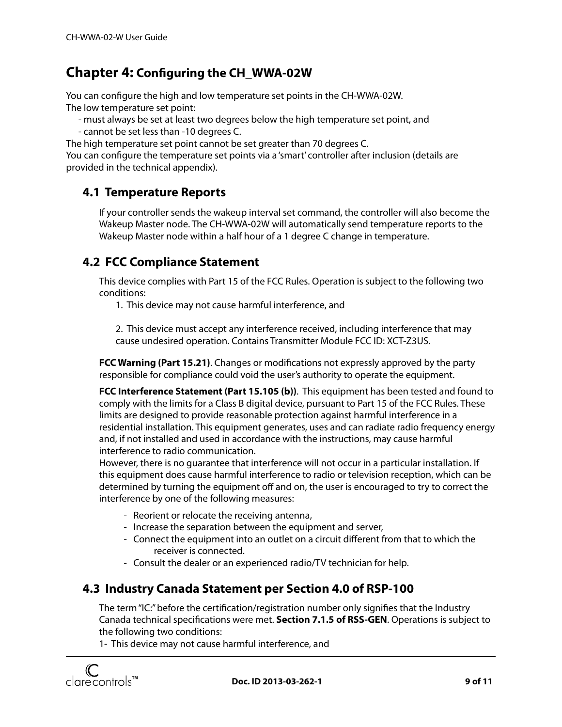# Chapter 4: Configuring the CH_WWA-02W

You can configure the high and low temperature set points in the CH-WWA-02W.
The low temperature set point:

- must always be set at least two degrees below the high temperature set point, and
- cannot be set less than -10 degrees C.

The high temperature set point cannot be set greater than 70 degrees C.
You can configure the temperature set points via a 'smart' controller after inclusion (details are provided in the technical appendix).

## 4.1 Temperature Reports

If your controller sends the wakeup interval set command, the controller will also become the Wakeup Master node. The CH-WWA-02W will automatically send temperature reports to the Wakeup Master node within a half hour of a 1 degree C change in temperature.

## 4.2 FCC Compliance Statement

This device complies with Part 15 of the FCC Rules. Operation is subject to the following two conditions:

1. This device may not cause harmful interference, and

2. This device must accept any interference received, including interference that may cause undesired operation. Contains Transmitter Module FCC ID: XCT-Z3US.

**FCC Warning (Part 15.21)**. Changes or modifications not expressly approved by the party responsible for compliance could void the user's authority to operate the equipment.

**FCC Interference Statement (Part 15.105 (b))**. This equipment has been tested and found to comply with the limits for a Class B digital device, pursuant to Part 15 of the FCC Rules. These limits are designed to provide reasonable protection against harmful interference in a residential installation. This equipment generates, uses and can radiate radio frequency energy and, if not installed and used in accordance with the instructions, may cause harmful interference to radio communication.
However, there is no guarantee that interference will not occur in a particular installation. If this equipment does cause harmful interference to radio or television reception, which can be determined by turning the equipment off and on, the user is encouraged to try to correct the interference by one of the following measures:

- Reorient or relocate the receiving antenna,
- Increase the separation between the equipment and server,
- Connect the equipment into an outlet on a circuit different from that to which the receiver is connected.
- Consult the dealer or an experienced radio/TV technician for help.

## 4.3 Industry Canada Statement per Section 4.0 of RSP-100

The term "IC:" before the certification/registration number only signifies that the Industry Canada technical specifications were met. **Section 7.1.5 of RSS-GEN**. Operations is subject to the following two conditions:

1- This device may not cause harmful interference, and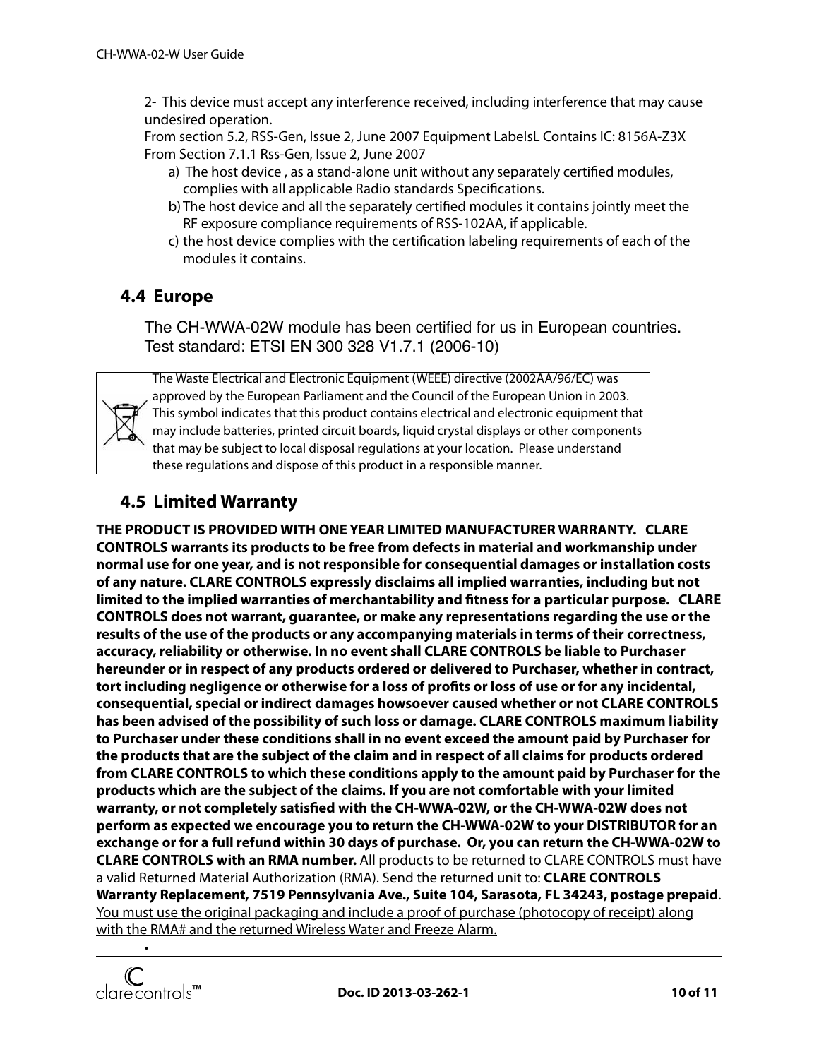2- This device must accept any interference received, including interference that may cause undesired operation.

From section 5.2, RSS-Gen, Issue 2, June 2007 Equipment LabelsL Contains IC: 8156A-Z3X

From Section 7.1.1 Rss-Gen, Issue 2, June 2007

a) The host device , as a stand-alone unit without any separately certified modules, complies with all applicable Radio standards Specifications.

b) The host device and all the separately certified modules it contains jointly meet the RF exposure compliance requirements of RSS-102AA, if applicable.

c) the host device complies with the certification labeling requirements of each of the modules it contains.

## 4.4 Europe

The CH-WWA-02W module has been certified for us in European countries.
Test standard: ETSI EN 300 328 V1.7.1 (2006-10)

The Waste Electrical and Electronic Equipment (WEEE) directive (2002AA/96/EC) was approved by the European Parliament and the Council of the European Union in 2003. This symbol indicates that this product contains electrical and electronic equipment that may include batteries, printed circuit boards, liquid crystal displays or other components that may be subject to local disposal regulations at your location. Please understand these regulations and dispose of this product in a responsible manner.

## 4.5 Limited Warranty

**THE PRODUCT IS PROVIDED WITH ONE YEAR LIMITED MANUFACTURER WARRANTY. CLARE CONTROLS warrants its products to be free from defects in material and workmanship under normal use for one year, and is not responsible for consequential damages or installation costs of any nature. CLARE CONTROLS expressly disclaims all implied warranties, including but not limited to the implied warranties of merchantability and fitness for a particular purpose. CLARE CONTROLS does not warrant, guarantee, or make any representations regarding the use or the results of the use of the products or any accompanying materials in terms of their correctness, accuracy, reliability or otherwise. In no event shall CLARE CONTROLS be liable to Purchaser hereunder or in respect of any products ordered or delivered to Purchaser, whether in contract, tort including negligence or otherwise for a loss of profits or loss of use or for any incidental, consequential, special or indirect damages howsoever caused whether or not CLARE CONTROLS has been advised of the possibility of such loss or damage. CLARE CONTROLS maximum liability to Purchaser under these conditions shall in no event exceed the amount paid by Purchaser for the products that are the subject of the claim and in respect of all claims for products ordered from CLARE CONTROLS to which these conditions apply to the amount paid by Purchaser for the products which are the subject of the claims. If you are not comfortable with your limited warranty, or not completely satisfied with the CH-WWA-02W, or the CH-WWA-02W does not perform as expected we encourage you to return the CH-WWA-02W to your DISTRIBUTOR for an exchange or for a full refund within 30 days of purchase. Or, you can return the CH-WWA-02W to CLARE CONTROLS with an RMA number.** All products to be returned to CLARE CONTROLS must have a valid Returned Material Authorization (RMA). Send the returned unit to: **CLARE CONTROLS Warranty Replacement, 7519 Pennsylvania Ave., Suite 104, Sarasota, FL 34243, postage prepaid**. <u>You must use the original packaging and include a proof of purchase (photocopy of receipt) along with the RMA# and the returned Wireless Water and Freeze Alarm.</u>

•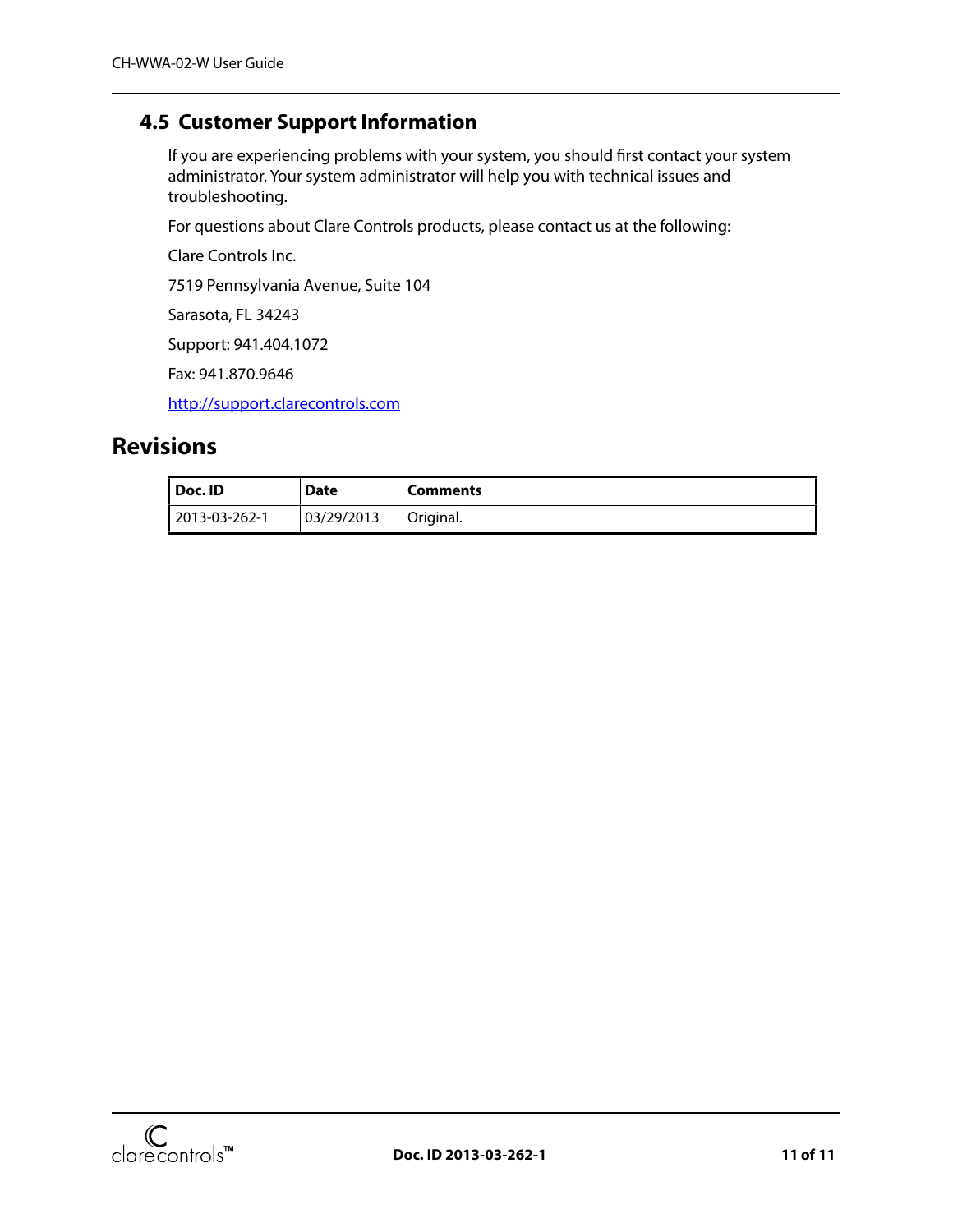## 4.5 Customer Support Information

If you are experiencing problems with your system, you should first contact your system administrator. Your system administrator will help you with technical issues and troubleshooting.

For questions about Clare Controls products, please contact us at the following:

Clare Controls Inc.

7519 Pennsylvania Avenue, Suite 104

Sarasota, FL 34243

Support: 941.404.1072

Fax: 941.870.9646

http://support.clarecontrols.com

# Revisions

| Doc. ID | Date | Comments |
|---|---|---|
| 2013-03-262-1 | 03/29/2013 | Original. |